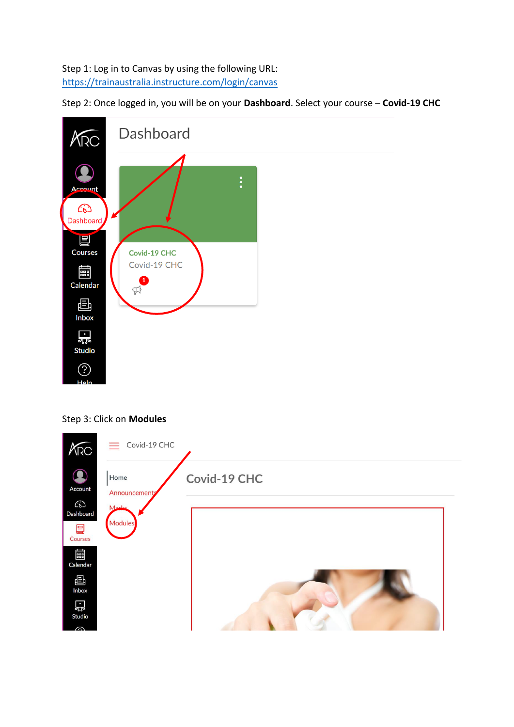Step 1: Log in to Canvas by using the following URL: [https://trainaustralia.instructure.com/login/canvas](https://trainaustralia.instructure.com/login/canvas)

Step 2: Once logged in, you will be on your **Dashboard**. Select your course – **Covid-19 CHC**

Step 3: Click on **Modules**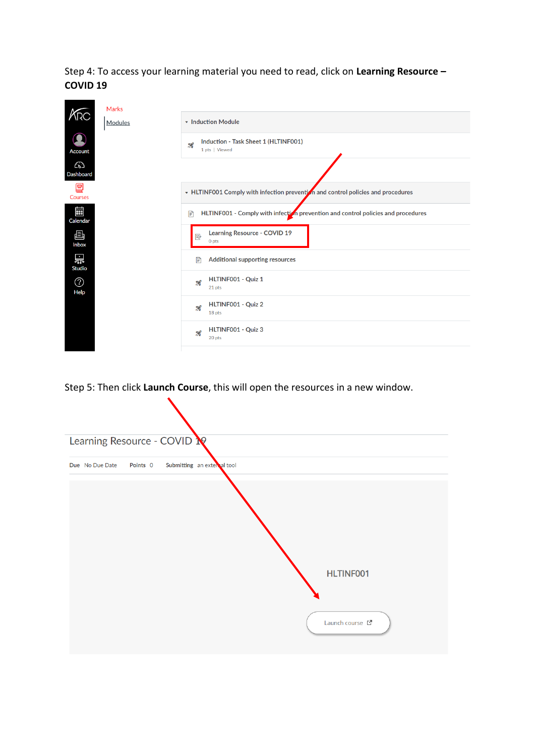Step 4: To access your learning material you need to read, click on **Learning Resource – COVID 19**

Marks

Modules

Account

Dashboard

Courses

Calendar

Inbox

Studio

Help

Induction Module

Induction - Task Sheet 1 (HLTINF001)

1 pts | Viewed

HLTINF001 Comply with infection prevention and control policies and procedures

HLTINF001 - Comply with infection prevention and control policies and procedures

Learning Resource - COVID 19

0 pts

Additional supporting resources

HLTINF001 - Quiz 1

21 pts

HLTINF001 - Quiz 2

18 pts

HLTINF001 - Quiz 3

20 pts

Step 5: Then click **Launch Course**, this will open the resources in a new window.

Learning Resource - COVID 19

Due No Due Date Points 0 Submitting an external tool

HLTINF001

Launch course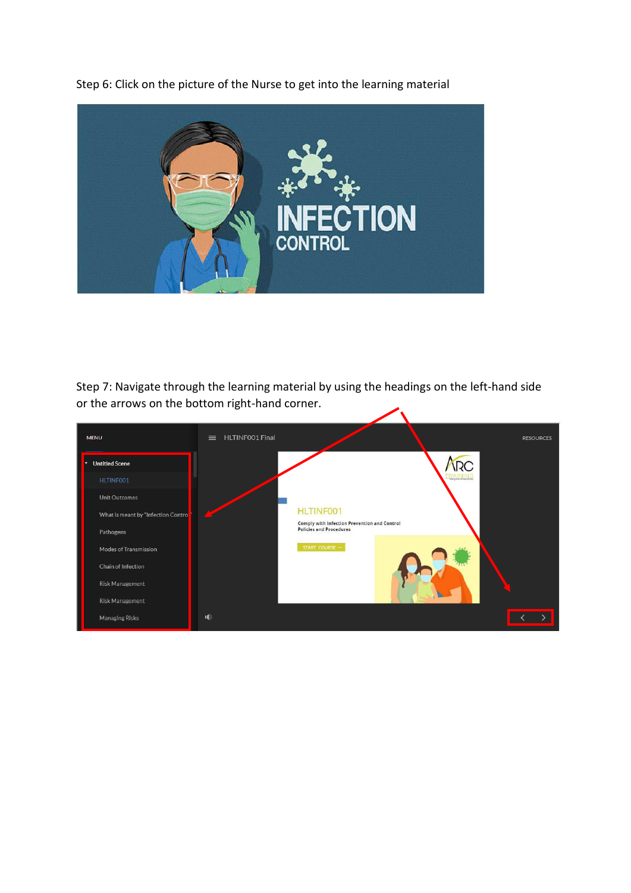Step 6: Click on the picture of the Nurse to get into the learning material

Step 7: Navigate through the learning material by using the headings on the left-hand side or the arrows on the bottom right-hand corner.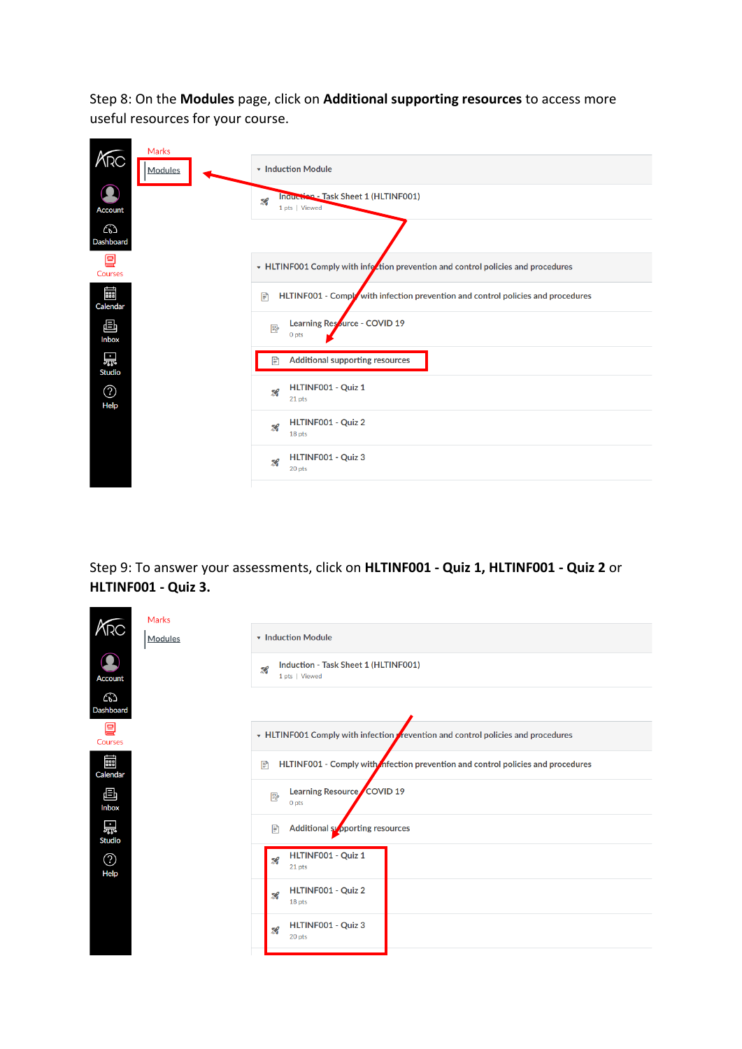Step 8: On the **Modules** page, click on **Additional supporting resources** to access more useful resources for your course.

Step 9: To answer your assessments, click on **HLTINF001 - Quiz 1, HLTINF001 - Quiz 2** or **HLTINF001 - Quiz 3.**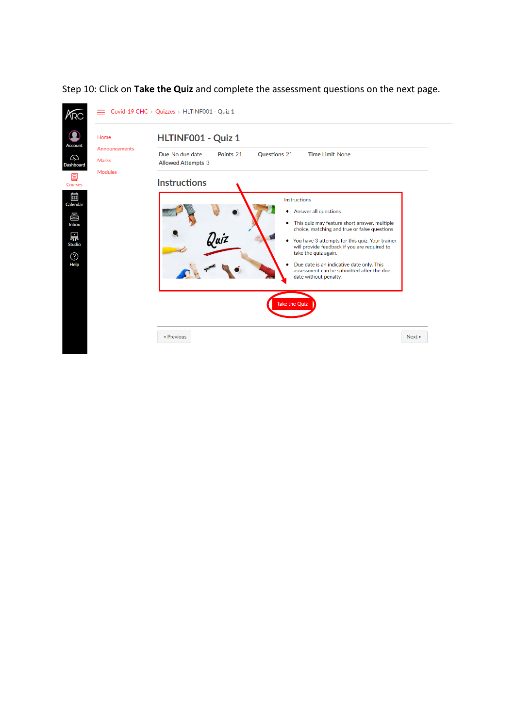Step 10: Click on **Take the Quiz** and complete the assessment questions on the next page.

Covid-19 CHC › Quizzes › HLTINF001 - Quiz 1

Home

Announcements

Marks

Modules

## HLTINF001 - Quiz 1

**Due** No due date **Points** 21 **Questions** 21 **Time Limit** None

**Allowed Attempts** 3

### Instructions

Instructions

- Answer all questions
- This quiz may feature short answer, multiple choice, matching and true or false questions
- You have 3 attempts for this quiz. Your trainer will provide feedback if you are required to take the quiz again.
- Due date is an indicative date only. This assessment can be submitted after the due date without penalty.

Take the Quiz

◂ Previous Next ▸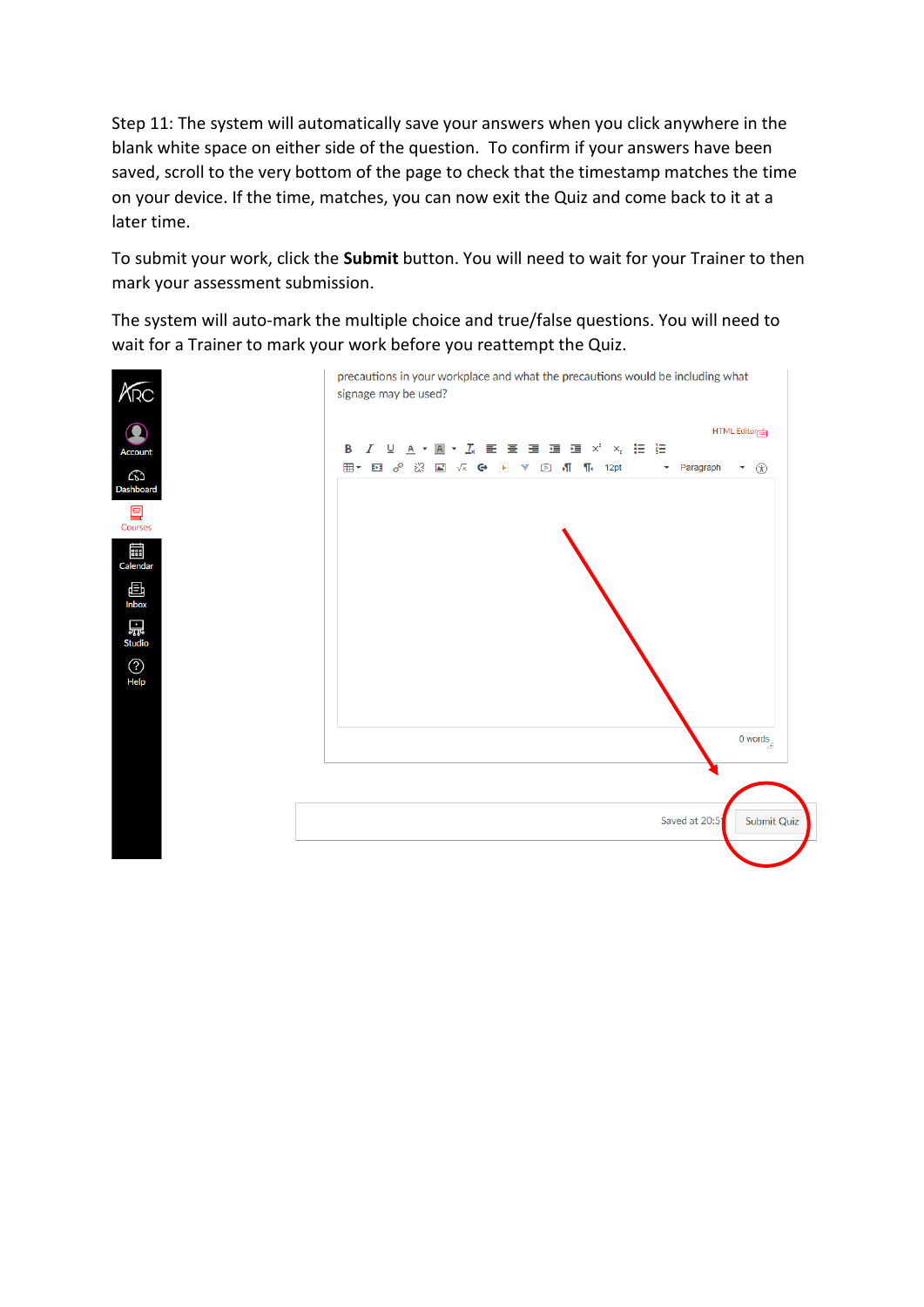Step 11: The system will automatically save your answers when you click anywhere in the blank white space on either side of the question. To confirm if your answers have been saved, scroll to the very bottom of the page to check that the timestamp matches the time on your device. If the time, matches, you can now exit the Quiz and come back to it at a later time.

To submit your work, click the **Submit** button. You will need to wait for your Trainer to then mark your assessment submission.

The system will auto-mark the multiple choice and true/false questions. You will need to wait for a Trainer to mark your work before you reattempt the Quiz.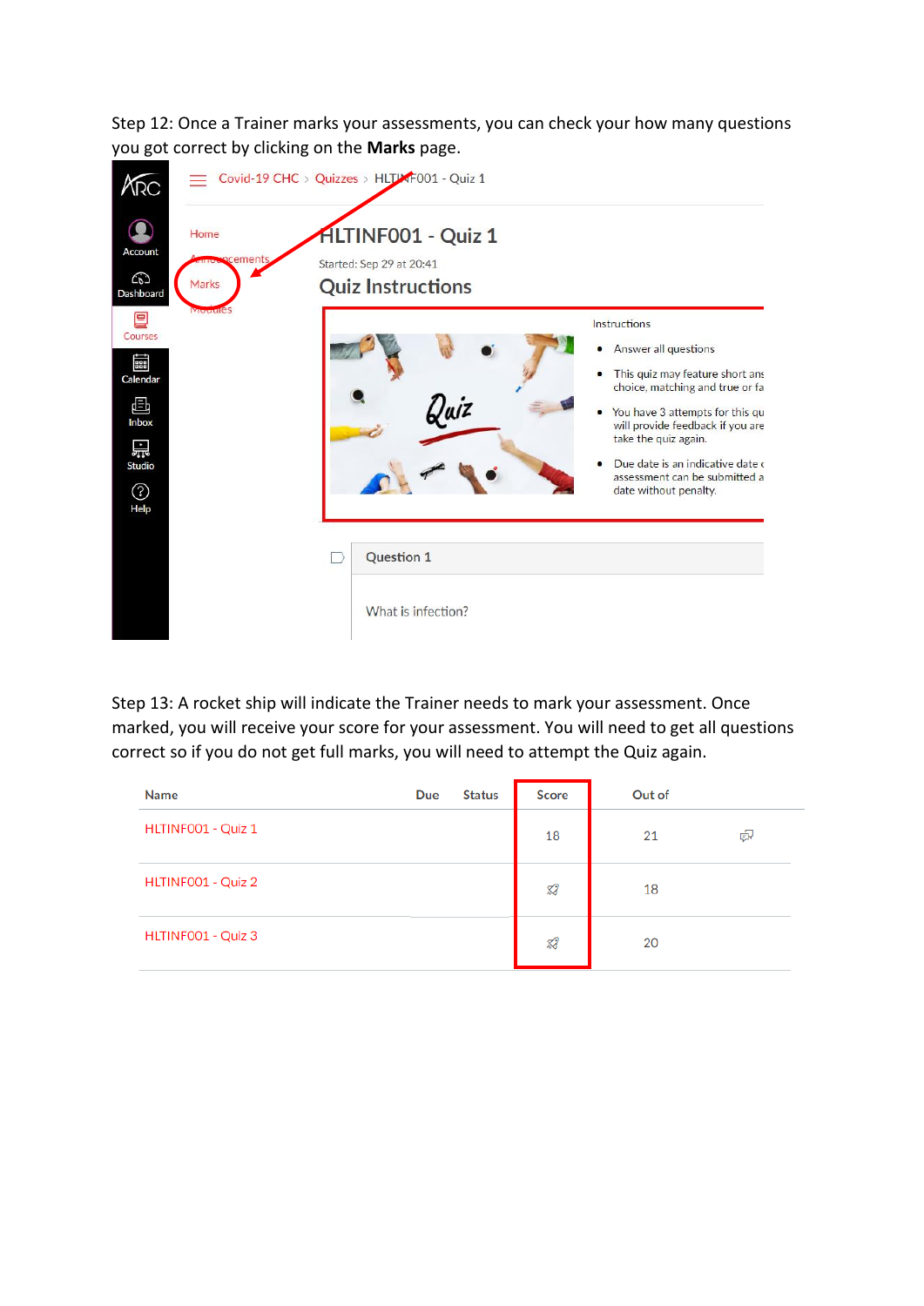Step 12: Once a Trainer marks your assessments, you can check your how many questions you got correct by clicking on the **Marks** page.

Step 13: A rocket ship will indicate the Trainer needs to mark your assessment. Once marked, you will receive your score for your assessment. You will need to get all questions correct so if you do not get full marks, you will need to attempt the Quiz again.

| Name | Due | Status | Score | Out of |
|---|---|---|---|---|
| HLTINF001 - Quiz 1 | | | 18 | 21 |
| HLTINF001 - Quiz 2 | | | | 18 |
| HLTINF001 - Quiz 3 | | | | 20 |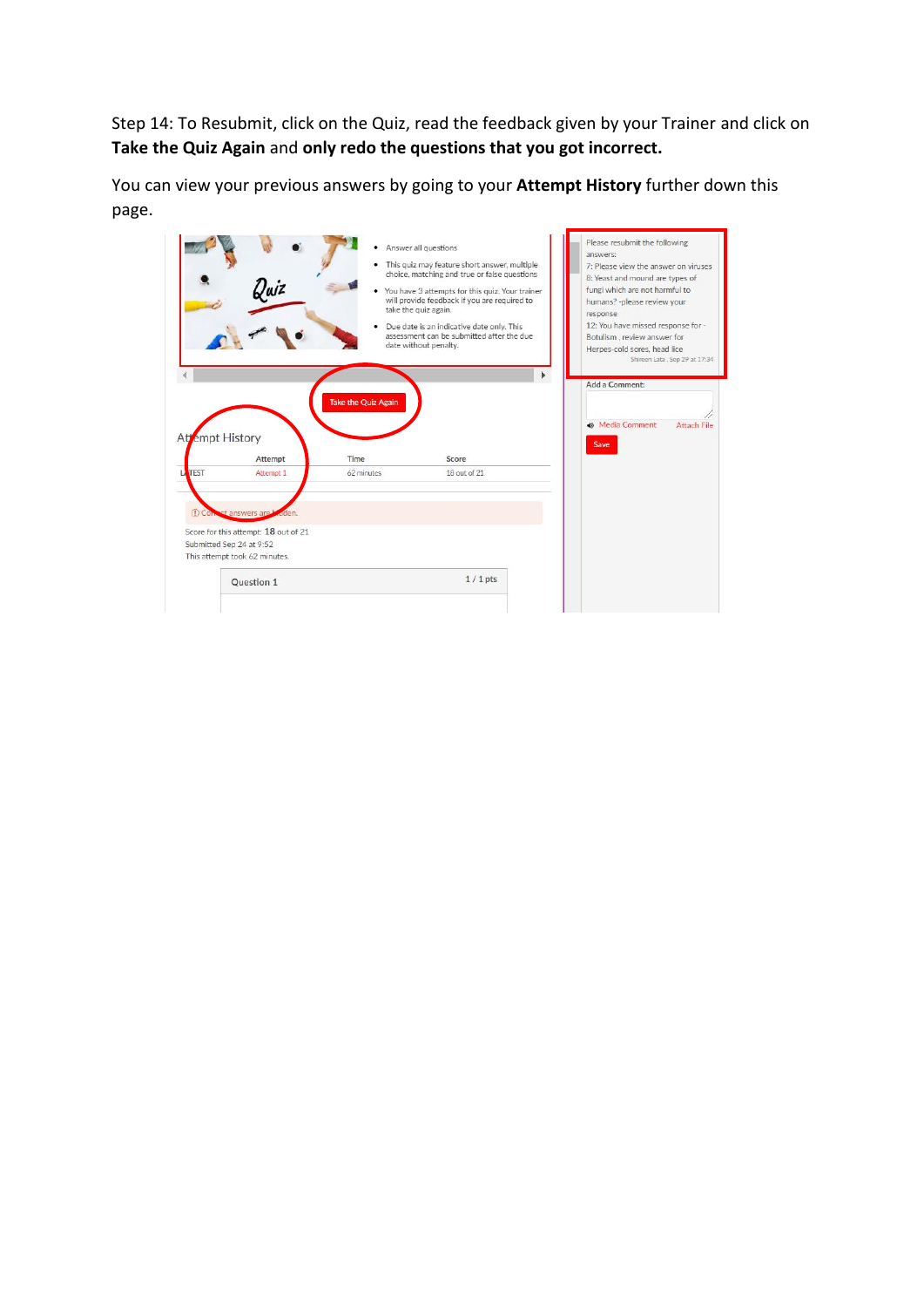Step 14: To Resubmit, click on the Quiz, read the feedback given by your Trainer and click on **Take the Quiz Again** and **only redo the questions that you got incorrect.**

You can view your previous answers by going to your **Attempt History** further down this page.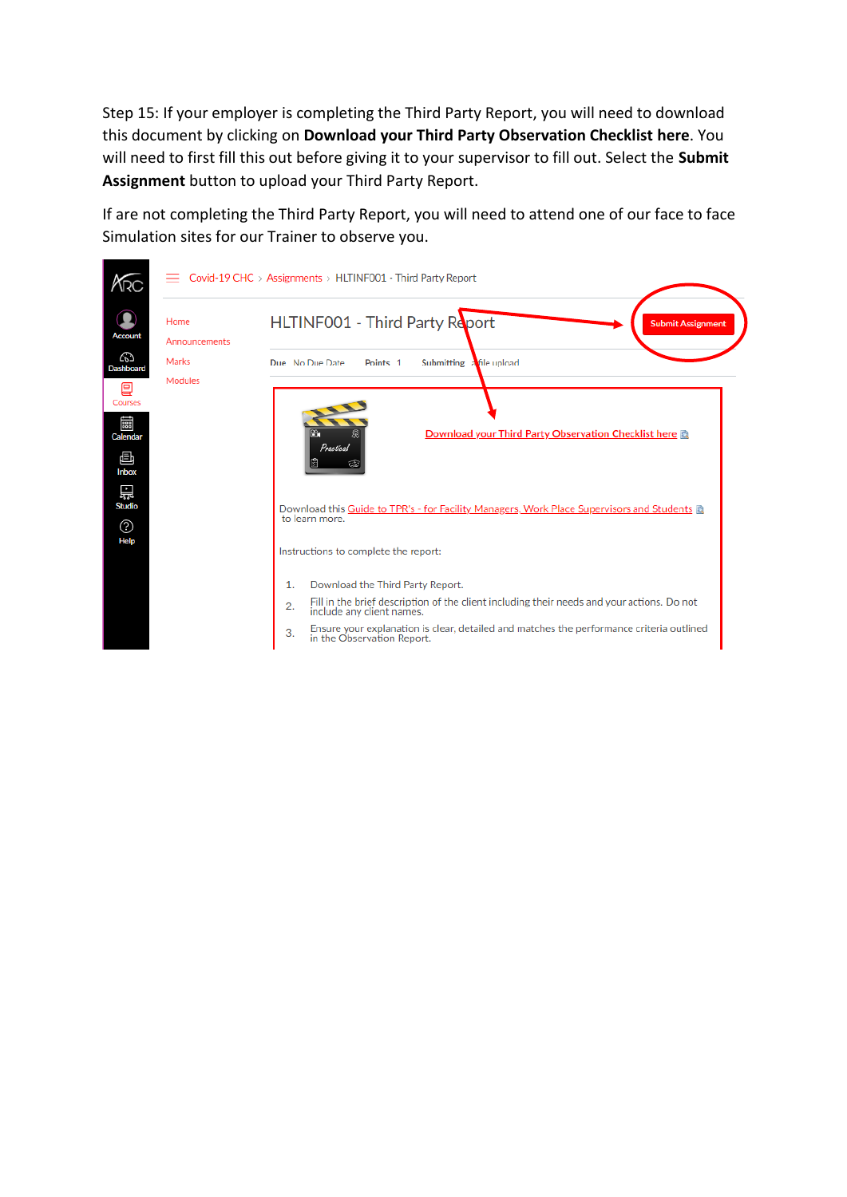Step 15: If your employer is completing the Third Party Report, you will need to download this document by clicking on **Download your Third Party Observation Checklist here**. You will need to first fill this out before giving it to your supervisor to fill out. Select the **Submit Assignment** button to upload your Third Party Report.

If are not completing the Third Party Report, you will need to attend one of our face to face Simulation sites for our Trainer to observe you.

Covid-19 CHC > Assignments > HLTINF001 - Third Party Report

Account
Dashboard
Courses
Calendar
Inbox
Studio
Help

Home
Announcements
Marks
Modules

HLTINF001 - Third Party Report

Submit Assignment

Due No Due Date Points 1 Submitting a file upload

Practical

Download your Third Party Observation Checklist here

Download this Guide to TPR's - for Facility Managers, Work Place Supervisors and Students to learn more.

Instructions to complete the report:

1. Download the Third Party Report.
2. Fill in the brief description of the client including their needs and your actions. Do not include any client names.
3. Ensure your explanation is clear, detailed and matches the performance criteria outlined in the Observation Report.